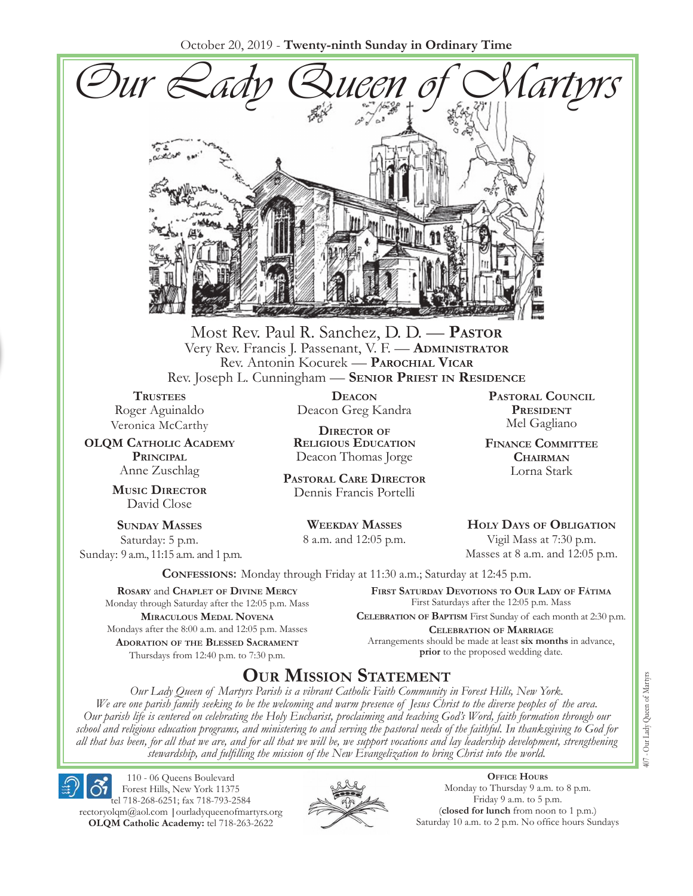October 20, 2019 - **Twenty-ninth Sunday in Ordinary Time**

# Our Lady Queen of Martyrs

Most Rev. Paul R. Sanchez, D. D. — **Pastor**
Very Rev. Francis J. Passenant, V. F. — **Administrator**
Rev. Antonin Kocurek — **Parochial Vicar**
Rev. Joseph L. Cunningham — **Senior Priest in Residence**

**Trustees**
Roger Aguinaldo
Veronica McCarthy

**OLQM Catholic Academy Principal**
Anne Zuschlag

**Music Director**
David Close

**Deacon**
Deacon Greg Kandra

**Director of Religious Education**
Deacon Thomas Jorge

**Pastoral Care Director**
Dennis Francis Portelli

**Pastoral Council President**
Mel Gagliano

**Finance Committee Chairman**
Lorna Stark

**Sunday Masses**
Saturday: 5 p.m.
Sunday: 9 a.m., 11:15 a.m. and 1 p.m.

**Weekday Masses**
8 a.m. and 12:05 p.m.

**Holy Days of Obligation**
Vigil Mass at 7:30 p.m.
Masses at 8 a.m. and 12:05 p.m.

**Confessions:** Monday through Friday at 11:30 a.m.; Saturday at 12:45 p.m.

**Rosary** and **Chaplet of Divine Mercy**
Monday through Saturday after the 12:05 p.m. Mass

**Miraculous Medal Novena**
Mondays after the 8:00 a.m. and 12:05 p.m. Masses

**Adoration of the Blessed Sacrament**
Thursdays from 12:40 p.m. to 7:30 p.m.

**First Saturday Devotions to Our Lady of Fátima**
First Saturdays after the 12:05 p.m. Mass

**Celebration of Baptism** First Sunday of each month at 2:30 p.m.

**Celebration of Marriage**
Arrangements should be made at least **six months** in advance, **prior** to the proposed wedding date.

## Our Mission Statement

*Our Lady Queen of Martyrs Parish is a vibrant Catholic Faith Community in Forest Hills, New York. We are one parish family seeking to be the welcoming and warm presence of Jesus Christ to the diverse peoples of the area. Our parish life is centered on celebrating the Holy Eucharist, proclaiming and teaching God's Word, faith formation through our school and religious education programs, and ministering to and serving the pastoral needs of the faithful. In thanksgiving to God for all that has been, for all that we are, and for all that we will be, we support vocations and lay leadership development, strengthening stewardship, and fulfilling the mission of the New Evangelization to bring Christ into the world.*

110 - 06 Queens Boulevard
Forest Hills, New York 11375
tel 718-268-6251; fax 718-793-2584
rectoryolqm@aol.com | ourladyqueenofmartyrs.org
**OLQM Catholic Academy:** tel 718-263-2622

**Office Hours**
Monday to Thursday 9 a.m. to 8 p.m.
Friday 9 a.m. to 5 p.m.
(**closed for lunch** from noon to 1 p.m.)
Saturday 10 a.m. to 2 p.m. No office hours Sundays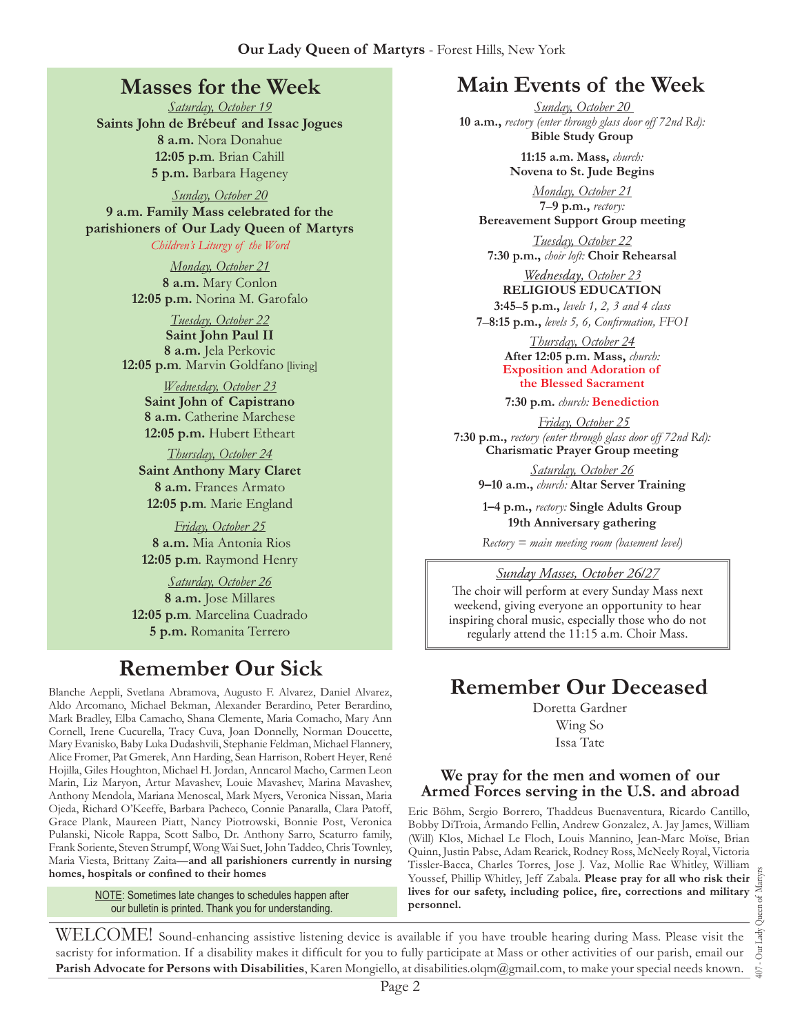## Masses for the Week

*Saturday, October 19*
**Saints John de Brébeuf and Issac Jogues**
**8 a.m.** Nora Donahue
**12:05 p.m**. Brian Cahill
**5 p.m.** Barbara Hageney

*Sunday, October 20*
**9 a.m. Family Mass celebrated for the parishioners of Our Lady Queen of Martyrs**
*Children's Liturgy of the Word*

*Monday, October 21*
**8 a.m.** Mary Conlon
**12:05 p.m.** Norina M. Garofalo

*Tuesday, October 22*
**Saint John Paul II**
**8 a.m.** Jela Perkovic
**12:05 p.m**. Marvin Goldfano [living]

*Wednesday, October 23*
**Saint John of Capistrano**
**8 a.m.** Catherine Marchese
**12:05 p.m.** Hubert Etheart

*Thursday, October 24*
**Saint Anthony Mary Claret**
**8 a.m.** Frances Armato
**12:05 p.m**. Marie England

*Friday, October 25*
**8 a.m.** Mia Antonia Rios
**12:05 p.m**. Raymond Henry

*Saturday, October 26*
**8 a.m.** Jose Millares
**12:05 p.m**. Marcelina Cuadrado
**5 p.m.** Romanita Terrero

## Remember Our Sick

Blanche Aeppli, Svetlana Abramova, Augusto F. Alvarez, Daniel Alvarez, Aldo Arcomano, Michael Bekman, Alexander Berardino, Peter Berardino, Mark Bradley, Elba Camacho, Shana Clemente, Maria Comacho, Mary Ann Cornell, Irene Cucurella, Tracy Cuva, Joan Donnelly, Norman Doucette, Mary Evanisko, Baby Luka Dudashvili, Stephanie Feldman, Michael Flannery, Alice Fromer, Pat Gmerek, Ann Harding, Sean Harrison, Robert Heyer, René Hojilla, Giles Houghton, Michael H. Jordan, Anncarol Macho, Carmen Leon Marin, Liz Maryon, Artur Mavashev, Louie Mavashev, Marina Mavashev, Anthony Mendola, Mariana Menoscal, Mark Myers, Veronica Nissan, Maria Ojeda, Richard O'Keeffe, Barbara Pacheco, Connie Panaralla, Clara Patoff, Grace Plank, Maureen Piatt, Nancy Piotrowski, Bonnie Post, Veronica Pulanski, Nicole Rappa, Scott Salbo, Dr. Anthony Sarro, Scaturro family, Frank Soriente, Steven Strumpf, Wong Wai Suet, John Taddeo, Chris Townley, Maria Viesta, Brittany Zaita—**and all parishioners currently in nursing homes, hospitals or confined to their homes**

NOTE: Sometimes late changes to schedules happen after our bulletin is printed. Thank you for understanding.

## Main Events of the Week

*Sunday, October 20*
**10 a.m.,** *rectory (enter through glass door off 72nd Rd):*
**Bible Study Group**

**11:15 a.m. Mass,** *church:*
**Novena to St. Jude Begins**

*Monday, October 21*
**7–9 p.m.,** *rectory:*
**Bereavement Support Group meeting**

*Tuesday, October 22*
**7:30 p.m.,** *choir loft:* **Choir Rehearsal**

*Wednesday, October 23*
**RELIGIOUS EDUCATION**
**3:45–5 p.m.,** *levels 1, 2, 3 and 4 class*
**7–8:15 p.m.,** *levels 5, 6, Confirmation, FFOI*

*Thursday, October 24*
**After 12:05 p.m. Mass,** *church:*
**Exposition and Adoration of the Blessed Sacrament**

**7:30 p.m.** *church:* **Benediction**

*Friday, October 25*
**7:30 p.m.,** *rectory (enter through glass door off 72nd Rd):*
**Charismatic Prayer Group meeting**

*Saturday, October 26*
**9–10 a.m.,** *church:* **Altar Server Training**

**1–4 p.m.,** *rectory:* **Single Adults Group 19th Anniversary gathering**

*Rectory = main meeting room (basement level)*

*Sunday Masses, October 26/27*
The choir will perform at every Sunday Mass next weekend, giving everyone an opportunity to hear inspiring choral music, especially those who do not regularly attend the 11:15 a.m. Choir Mass.

## Remember Our Deceased

Doretta Gardner
Wing So
Issa Tate

### We pray for the men and women of our Armed Forces serving in the U.S. and abroad

Eric Böhm, Sergio Borrero, Thaddeus Buenaventura, Ricardo Cantillo, Bobby DiTroia, Armando Fellin, Andrew Gonzalez, A. Jay James, William (Will) Klos, Michael Le Floch, Louis Mannino, Jean-Marc Moïse, Brian Quinn, Justin Pabse, Adam Rearick, Rodney Ross, McNeely Royal, Victoria Tissler-Bacca, Charles Torres, Jose J. Vaz, Mollie Rae Whitley, William Youssef, Phillip Whitley, Jeff Zabala. **Please pray for all who risk their lives for our safety, including police, fire, corrections and military personnel.**

WELCOME! Sound-enhancing assistive listening device is available if you have trouble hearing during Mass. Please visit the sacristy for information. If a disability makes it difficult for you to fully participate at Mass or other activities of our parish, email our **Parish Advocate for Persons with Disabilities**, Karen Mongiello, at disabilities.olqm@gmail.com, to make your special needs known.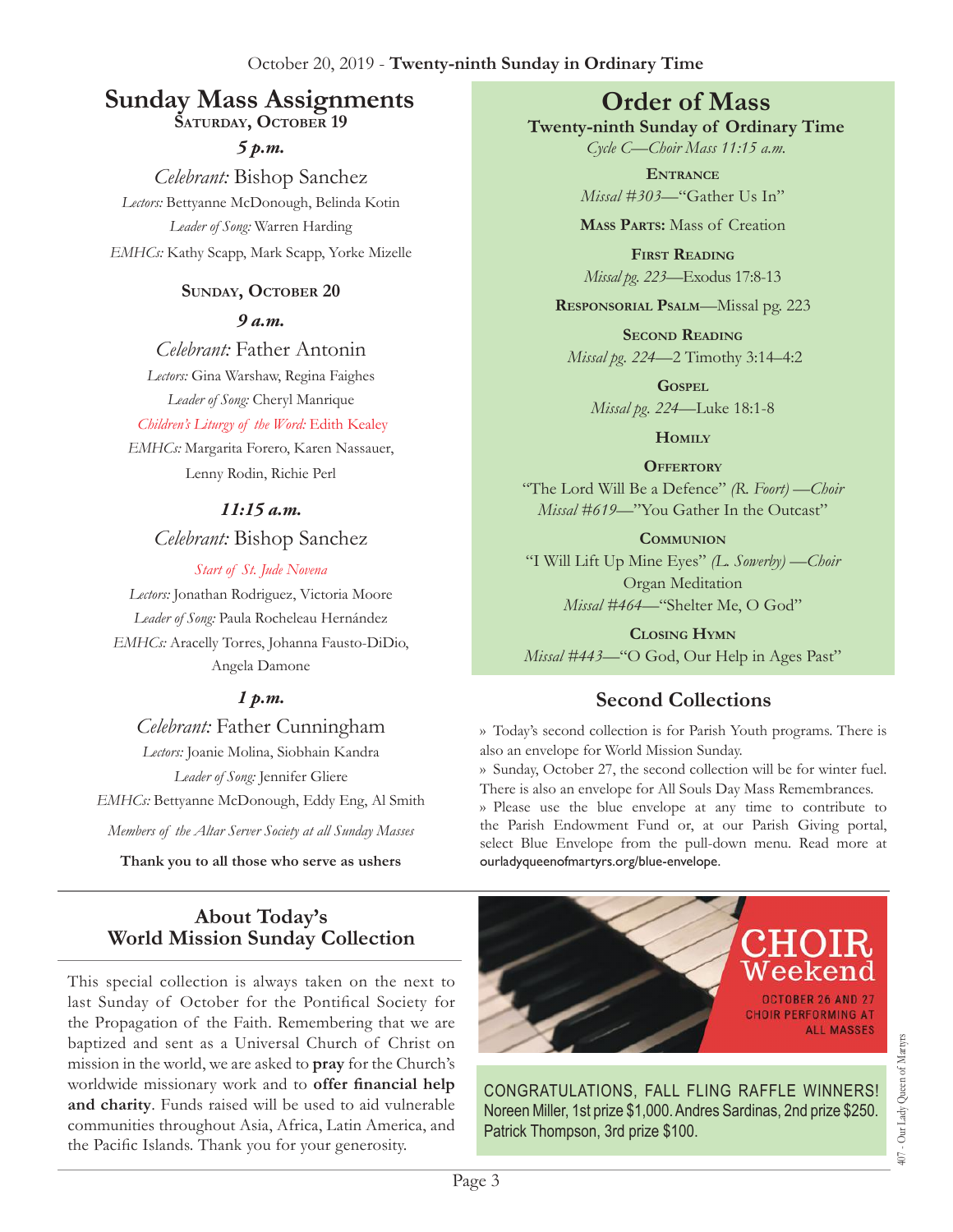October 20, 2019 - **Twenty-ninth Sunday in Ordinary Time**

## Sunday Mass Assignments

**Saturday, October 19**

***5 p.m.***

*Celebrant:* Bishop Sanchez

*Lectors:* Bettyanne McDonough, Belinda Kotin

*Leader of Song:* Warren Harding

*EMHCs:* Kathy Scapp, Mark Scapp, Yorke Mizelle

**Sunday, October 20**

***9 a.m.***

*Celebrant:* Father Antonin

*Lectors:* Gina Warshaw, Regina Faighes

*Leader of Song:* Cheryl Manrique

*Children's Liturgy of the Word:* Edith Kealey

*EMHCs:* Margarita Forero, Karen Nassauer, Lenny Rodin, Richie Perl

***11:15 a.m.***

*Celebrant:* Bishop Sanchez

*Start of St. Jude Novena*

*Lectors:* Jonathan Rodriguez, Victoria Moore

*Leader of Song:* Paula Rocheleau Hernández

*EMHCs:* Aracelly Torres, Johanna Fausto-DiDio, Angela Damone

***1 p.m.***

*Celebrant:* Father Cunningham

*Lectors:* Joanie Molina, Siobhain Kandra

*Leader of Song:* Jennifer Gliere

*EMHCs:* Bettyanne McDonough, Eddy Eng, Al Smith

*Members of the Altar Server Society at all Sunday Masses*

**Thank you to all those who serve as ushers**

## Order of Mass

**Twenty-ninth Sunday of Ordinary Time**

*Cycle C—Choir Mass 11:15 a.m.*

**Entrance**
*Missal #303*—"Gather Us In"

**Mass Parts:** Mass of Creation

**First Reading**
*Missal pg. 223*—Exodus 17:8-13

**Responsorial Psalm**—Missal pg. 223

**Second Reading**
*Missal pg. 224*—2 Timothy 3:14–4:2

**Gospel**
*Missal pg. 224*—Luke 18:1-8

**Homily**

**Offertory**
"The Lord Will Be a Defence" *(R. Foort) —Choir*
*Missal #619*—"You Gather In the Outcast"

**Communion**
"I Will Lift Up Mine Eyes" *(L. Sowerby) —Choir*
Organ Meditation
*Missal #464*—"Shelter Me, O God"

**Closing Hymn**
*Missal #443*—"O God, Our Help in Ages Past"

## Second Collections

» Today's second collection is for Parish Youth programs. There is also an envelope for World Mission Sunday.

» Sunday, October 27, the second collection will be for winter fuel. There is also an envelope for All Souls Day Mass Remembrances.

» Please use the blue envelope at any time to contribute to the Parish Endowment Fund or, at our Parish Giving portal, select Blue Envelope from the pull-down menu. Read more at ourladyqueenofmartyrs.org/blue-envelope.

## About Today's World Mission Sunday Collection

This special collection is always taken on the next to last Sunday of October for the Pontifical Society for the Propagation of the Faith. Remembering that we are baptized and sent as a Universal Church of Christ on mission in the world, we are asked to **pray** for the Church's worldwide missionary work and to **offer financial help and charity**. Funds raised will be used to aid vulnerable communities throughout Asia, Africa, Latin America, and the Pacific Islands. Thank you for your generosity.

**CHOIR Weekend**

OCTOBER 26 AND 27
CHOIR PERFORMING AT ALL MASSES

CONGRATULATIONS, FALL FLING RAFFLE WINNERS!
Noreen Miller, 1st prize $1,000. Andres Sardinas, 2nd prize $250. Patrick Thompson, 3rd prize $100.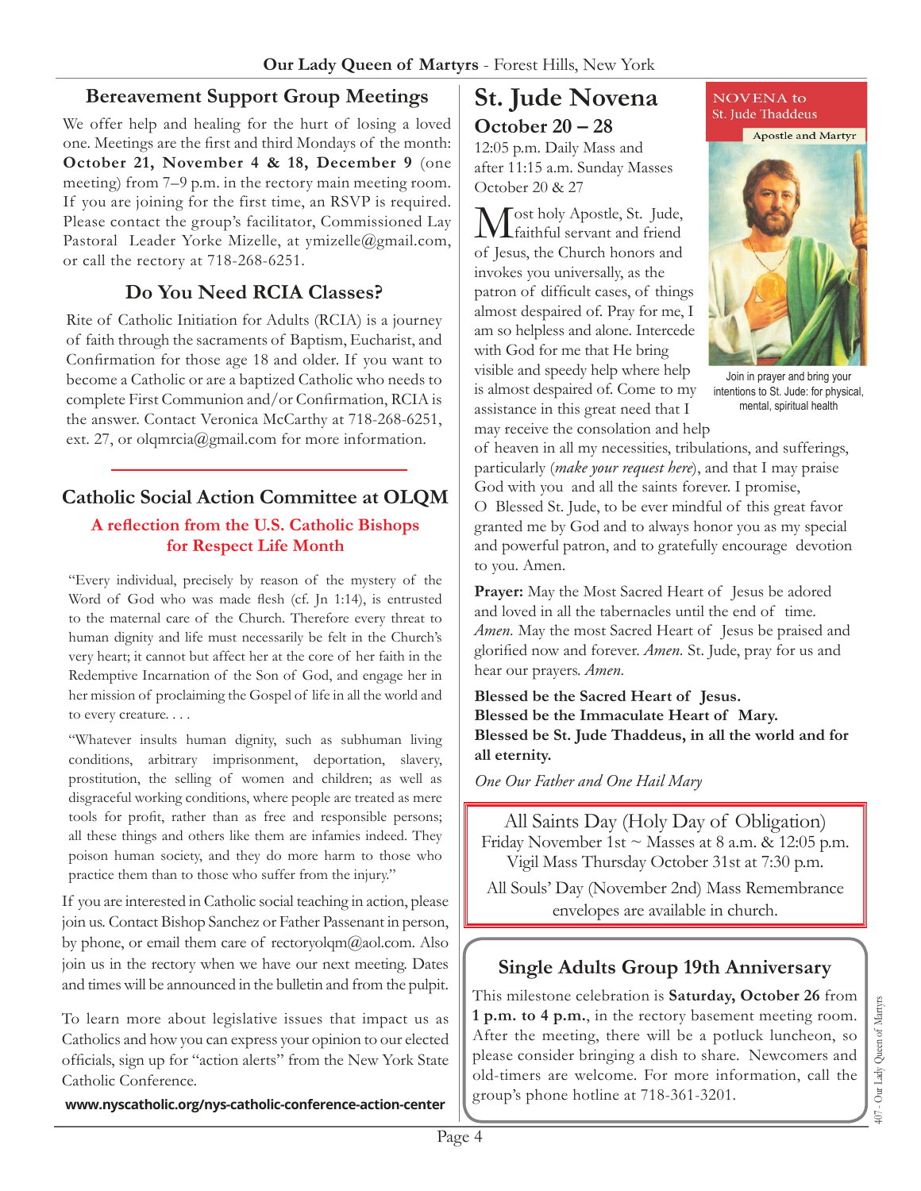## Bereavement Support Group Meetings

We offer help and healing for the hurt of losing a loved one. Meetings are the first and third Mondays of the month: **October 21, November 4 & 18, December 9** (one meeting) from 7–9 p.m. in the rectory main meeting room. If you are joining for the first time, an RSVP is required. Please contact the group's facilitator, Commissioned Lay Pastoral Leader Yorke Mizelle, at ymizelle@gmail.com, or call the rectory at 718-268-6251.

## Do You Need RCIA Classes?

Rite of Catholic Initiation for Adults (RCIA) is a journey of faith through the sacraments of Baptism, Eucharist, and Confirmation for those age 18 and older. If you want to become a Catholic or are a baptized Catholic who needs to complete First Communion and/or Confirmation, RCIA is the answer. Contact Veronica McCarthy at 718-268-6251, ext. 27, or olqmrcia@gmail.com for more information.

## Catholic Social Action Committee at OLQM

### A reflection from the U.S. Catholic Bishops for Respect Life Month

"Every individual, precisely by reason of the mystery of the Word of God who was made flesh (cf. Jn 1:14), is entrusted to the maternal care of the Church. Therefore every threat to human dignity and life must necessarily be felt in the Church's very heart; it cannot but affect her at the core of her faith in the Redemptive Incarnation of the Son of God, and engage her in her mission of proclaiming the Gospel of life in all the world and to every creature. . . .

"Whatever insults human dignity, such as subhuman living conditions, arbitrary imprisonment, deportation, slavery, prostitution, the selling of women and children; as well as disgraceful working conditions, where people are treated as mere tools for profit, rather than as free and responsible persons; all these things and others like them are infamies indeed. They poison human society, and they do more harm to those who practice them than to those who suffer from the injury."

If you are interested in Catholic social teaching in action, please join us. Contact Bishop Sanchez or Father Passenant in person, by phone, or email them care of rectoryolqm@aol.com. Also join us in the rectory when we have our next meeting. Dates and times will be announced in the bulletin and from the pulpit.

To learn more about legislative issues that impact us as Catholics and how you can express your opinion to our elected officials, sign up for "action alerts" from the New York State Catholic Conference.

**www.nyscatholic.org/nys-catholic-conference-action-center**

## St. Jude Novena

### October 20 – 28

12:05 p.m. Daily Mass and after 11:15 a.m. Sunday Masses October 20 & 27

Most holy Apostle, St. Jude, faithful servant and friend of Jesus, the Church honors and invokes you universally, as the patron of difficult cases, of things almost despaired of. Pray for me, I am so helpless and alone. Intercede with God for me that He bring visible and speedy help where help is almost despaired of. Come to my assistance in this great need that I may receive the consolation and help of heaven in all my necessities, tribulations, and sufferings, particularly (*make your request here*), and that I may praise God with you and all the saints forever. I promise, O Blessed St. Jude, to be ever mindful of this great favor granted me by God and to always honor you as my special and powerful patron, and to gratefully encourage devotion to you. Amen.

NOVENA to St. Jude Thaddeus — Apostle and Martyr

Join in prayer and bring your intentions to St. Jude: for physical, mental, spiritual health

**Prayer:** May the Most Sacred Heart of Jesus be adored and loved in all the tabernacles until the end of time. *Amen.* May the most Sacred Heart of Jesus be praised and glorified now and forever. *Amen.* St. Jude, pray for us and hear our prayers. *Amen.*

**Blessed be the Sacred Heart of Jesus.**
**Blessed be the Immaculate Heart of Mary.**
**Blessed be St. Jude Thaddeus, in all the world and for all eternity.**

*One Our Father and One Hail Mary*

All Saints Day (Holy Day of Obligation)
Friday November 1st ~ Masses at 8 a.m. & 12:05 p.m.
Vigil Mass Thursday October 31st at 7:30 p.m.

All Souls' Day (November 2nd) Mass Remembrance envelopes are available in church.

## Single Adults Group 19th Anniversary

This milestone celebration is **Saturday, October 26** from **1 p.m. to 4 p.m.**, in the rectory basement meeting room. After the meeting, there will be a potluck luncheon, so please consider bringing a dish to share. Newcomers and old-timers are welcome. For more information, call the group's phone hotline at 718-361-3201.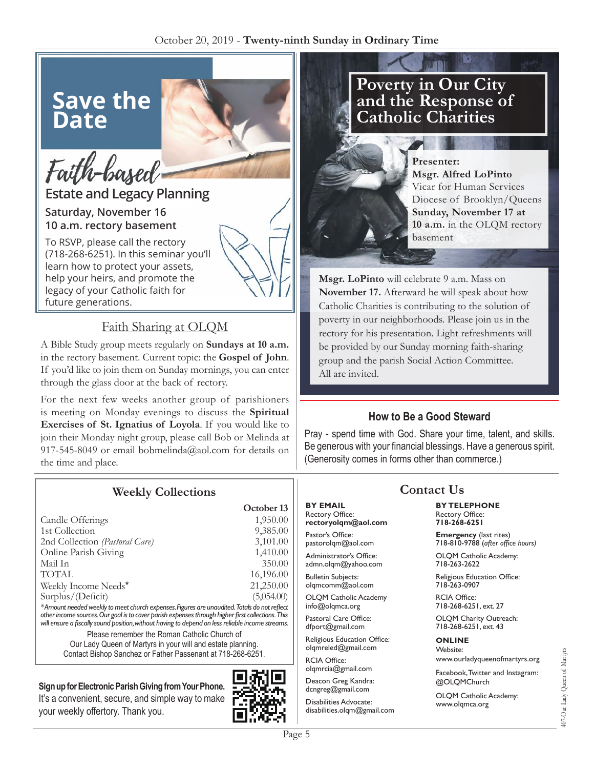October 20, 2019 - **Twenty-ninth Sunday in Ordinary Time**

## Save the Date

### Faith-based Estate and Legacy Planning

**Saturday, November 16**
**10 a.m. rectory basement**

To RSVP, please call the rectory (718-268-6251). In this seminar you'll learn how to protect your assets, help your heirs, and promote the legacy of your Catholic faith for future generations.

## Faith Sharing at OLQM

A Bible Study group meets regularly on **Sundays at 10 a.m.** in the rectory basement. Current topic: the **Gospel of John**. If you'd like to join them on Sunday mornings, you can enter through the glass door at the back of rectory.

For the next few weeks another group of parishioners is meeting on Monday evenings to discuss the **Spiritual Exercises of St. Ignatius of Loyola**. If you would like to join their Monday night group, please call Bob or Melinda at 917-545-8049 or email bobmelinda@aol.com for details on the time and place.

## Poverty in Our City and the Response of Catholic Charities

**Presenter:**
**Msgr. Alfred LoPinto**
Vicar for Human Services
Diocese of Brooklyn/Queens
**Sunday, November 17 at 10 a.m.** in the OLQM rectory basement

**Msgr. LoPinto** will celebrate 9 a.m. Mass on **November 17.** Afterward he will speak about how Catholic Charities is contributing to the solution of poverty in our neighborhoods. Please join us in the rectory for his presentation. Light refreshments will be provided by our Sunday morning faith-sharing group and the parish Social Action Committee. All are invited.

### How to Be a Good Steward

Pray - spend time with God. Share your time, talent, and skills. Be generous with your financial blessings. Have a generous spirit. (Generosity comes in forms other than commerce.)

## Weekly Collections

| | October 13 |
|---|---|
| Candle Offerings | 1,950.00 |
| 1st Collection | 9,385.00 |
| 2nd Collection *(Pastoral Care)* | 3,101.00 |
| Online Parish Giving | 1,410.00 |
| Mail In | 350.00 |
| TOTAL | 16,196.00 |
| Weekly Income Needs* | 21,250.00 |
| Surplus/(Deficit) | (5,054.00) |

**Amount needed weekly to meet church expenses. Figures are unaudited. Totals do not reflect other income sources. Our goal is to cover parish expenses through higher first collections. This will ensure a fiscally sound position, without having to depend on less reliable income streams.*

Please remember the Roman Catholic Church of Our Lady Queen of Martyrs in your will and estate planning. Contact Bishop Sanchez or Father Passenant at 718-268-6251.

**Sign up for Electronic Parish Giving from Your Phone.** It's a convenient, secure, and simple way to make your weekly offertory. Thank you.

## Contact Us

**BY EMAIL**

Rectory Office:
**rectoryolqm@aol.com**

Pastor's Office:
pastorolqm@aol.com

Administrator's Office:
admn.olqm@yahoo.com

Bulletin Subjects:
olqmcomm@aol.com

OLQM Catholic Academy
info@olqmca.org

Pastoral Care Office:
dfport@gmail.com

Religious Education Office:
olqmreled@gmail.com

RCIA Office:
olqmrcia@gmail.com

Deacon Greg Kandra:
dcngreg@gmail.com

Disabilities Advocate:
disabilities.olqm@gmail.com

**BY TELEPHONE**

Rectory Office:
**718-268-6251**

**Emergency** (last rites)
718-810-9788 (*after office hours*)

OLQM Catholic Academy:
718-263-2622

Religious Education Office:
718-263-0907

RCIA Office:
718-268-6251, ext. 27

OLQM Charity Outreach:
718-268-6251, ext. 43

**ONLINE**

Website:
www.ourladyqueenofmartyrs.org

Facebook, Twitter and Instagram:
@OLQMChurch

OLQM Catholic Academy:
www.olqmca.org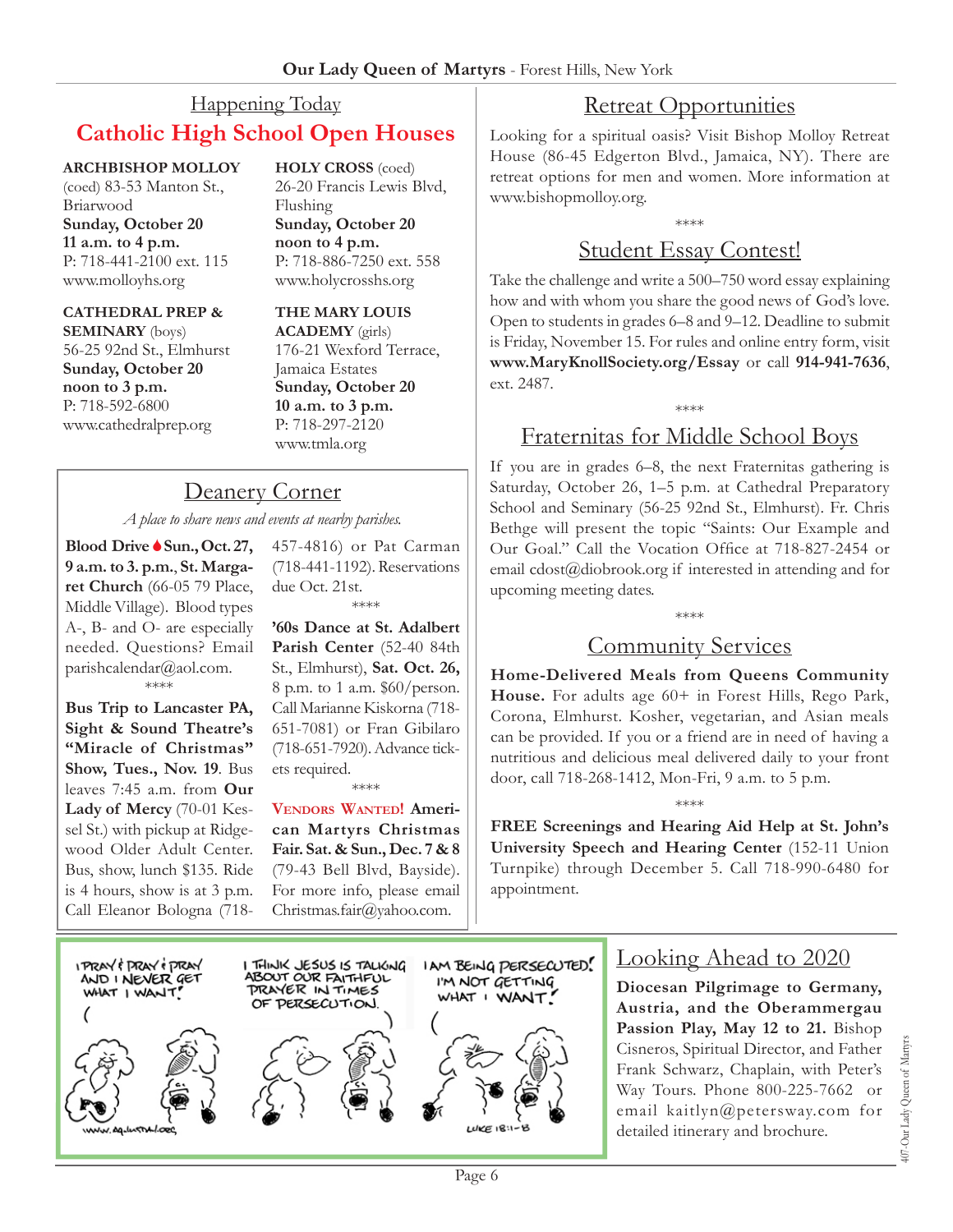## Happening Today

## Catholic High School Open Houses

**ARCHBISHOP MOLLOY** (coed) 83-53 Manton St., Briarwood
**Sunday, October 20**
**11 a.m. to 4 p.m.**
P: 718-441-2100 ext. 115
www.molloyhs.org

**HOLY CROSS** (coed)
26-20 Francis Lewis Blvd, Flushing
**Sunday, October 20**
**noon to 4 p.m.**
P: 718-886-7250 ext. 558
www.holycrosshs.org

**CATHEDRAL PREP & SEMINARY** (boys)
56-25 92nd St., Elmhurst
**Sunday, October 20**
**noon to 3 p.m.**
P: 718-592-6800
www.cathedralprep.org

**THE MARY LOUIS ACADEMY** (girls)
176-21 Wexford Terrace, Jamaica Estates
**Sunday, October 20**
**10 a.m. to 3 p.m.**
P: 718-297-2120
www.tmla.org

## Deanery Corner

*A place to share news and events at nearby parishes.*

**Blood Drive Sun., Oct. 27, 9 a.m. to 3. p.m., St. Margaret Church** (66-05 79 Place, Middle Village). Blood types A-, B- and O- are especially needed. Questions? Email parishcalendar@aol.com.

\*\*\*\*

**Bus Trip to Lancaster PA, Sight & Sound Theatre's "Miracle of Christmas" Show, Tues., Nov. 19**. Bus leaves 7:45 a.m. from **Our Lady of Mercy** (70-01 Kessel St.) with pickup at Ridgewood Older Adult Center. Bus, show, lunch $135. Ride is 4 hours, show is at 3 p.m. Call Eleanor Bologna (718-457-4816) or Pat Carman (718-441-1192). Reservations due Oct. 21st.

\*\*\*\*

**'60s Dance at St. Adalbert Parish Center** (52-40 84th St., Elmhurst), **Sat. Oct. 26,** 8 p.m. to 1 a.m. $60/person. Call Marianne Kiskorna (718-651-7081) or Fran Gibilaro (718-651-7920). Advance tickets required.

\*\*\*\*

**VENDORS WANTED! American Martyrs Christmas Fair. Sat. & Sun., Dec. 7 & 8** (79-43 Bell Blvd, Bayside). For more info, please email Christmas.fair@yahoo.com.

## Retreat Opportunities

Looking for a spiritual oasis? Visit Bishop Molloy Retreat House (86-45 Edgerton Blvd., Jamaica, NY). There are retreat options for men and women. More information at www.bishopmolloy.org.

\*\*\*\*

## Student Essay Contest!

Take the challenge and write a 500–750 word essay explaining how and with whom you share the good news of God's love. Open to students in grades 6–8 and 9–12. Deadline to submit is Friday, November 15. For rules and online entry form, visit **www.MaryKnollSociety.org/Essay** or call **914-941-7636**, ext. 2487.

\*\*\*\*

## Fraternitas for Middle School Boys

If you are in grades 6–8, the next Fraternitas gathering is Saturday, October 26, 1–5 p.m. at Cathedral Preparatory School and Seminary (56-25 92nd St., Elmhurst). Fr. Chris Bethge will present the topic "Saints: Our Example and Our Goal." Call the Vocation Office at 718-827-2454 or email cdost@diobrook.org if interested in attending and for upcoming meeting dates.

\*\*\*\*

## Community Services

**Home-Delivered Meals from Queens Community House.** For adults age 60+ in Forest Hills, Rego Park, Corona, Elmhurst. Kosher, vegetarian, and Asian meals can be provided. If you or a friend are in need of having a nutritious and delicious meal delivered daily to your front door, call 718-268-1412, Mon-Fri, 9 a.m. to 5 p.m.

\*\*\*\*

**FREE Screenings and Hearing Aid Help at St. John's University Speech and Hearing Center** (152-11 Union Turnpike) through December 5. Call 718-990-6480 for appointment.

I PRAY & PRAY & PRAY AND I NEVER GET WHAT I WANT!

I THINK JESUS IS TALKING ABOUT OUR FAITHFUL PRAYER IN TIMES OF PERSECUTION.

I AM BEING PERSECUTED! I'M NOT GETTING WHAT I WANT!

www.agnusday.org

LUKE 18:1–8

## Looking Ahead to 2020

**Diocesan Pilgrimage to Germany, Austria, and the Oberammergau Passion Play, May 12 to 21.** Bishop Cisneros, Spiritual Director, and Father Frank Schwarz, Chaplain, with Peter's Way Tours. Phone 800-225-7662 or email kaitlyn@petersway.com for detailed itinerary and brochure.